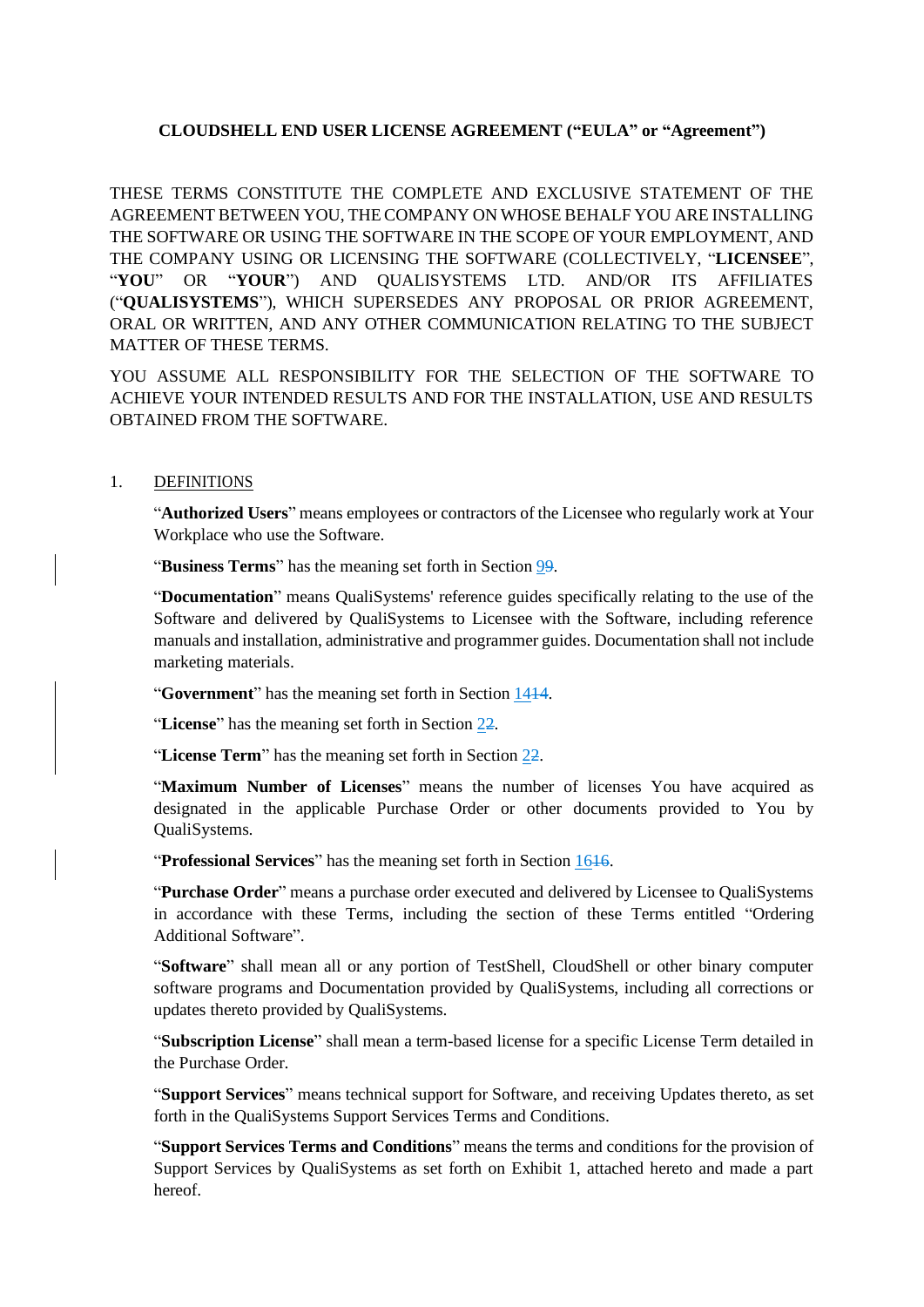**CLOUDSHELL END USER LICENSE AGREEMENT ("EULA" or "Agreement")**

THESE TERMS CONSTITUTE THE COMPLETE AND EXCLUSIVE STATEMENT OF THE AGREEMENT BETWEEN YOU, THE COMPANY ON WHOSE BEHALF YOU ARE INSTALLING THE SOFTWARE OR USING THE SOFTWARE IN THE SCOPE OF YOUR EMPLOYMENT, AND THE COMPANY USING OR LICENSING THE SOFTWARE (COLLECTIVELY, "**LICENSEE**", "**YOU**" OR "**YOUR**") AND QUALISYSTEMS LTD. AND/OR ITS AFFILIATES ("**QUALISYSTEMS**"), WHICH SUPERSEDES ANY PROPOSAL OR PRIOR AGREEMENT, ORAL OR WRITTEN, AND ANY OTHER COMMUNICATION RELATING TO THE SUBJECT MATTER OF THESE TERMS.

YOU ASSUME ALL RESPONSIBILITY FOR THE SELECTION OF THE SOFTWARE TO ACHIEVE YOUR INTENDED RESULTS AND FOR THE INSTALLATION, USE AND RESULTS OBTAINED FROM THE SOFTWARE.

1. DEFINITIONS

"**Authorized Users**" means employees or contractors of the Licensee who regularly work at Your Workplace who use the Software.

"**Business Terms**" has the meaning set forth in Section 9~~9~~.

"**Documentation**" means QualiSystems' reference guides specifically relating to the use of the Software and delivered by QualiSystems to Licensee with the Software, including reference manuals and installation, administrative and programmer guides. Documentation shall not include marketing materials.

"**Government**" has the meaning set forth in Section 14~~14~~.

"**License**" has the meaning set forth in Section 2~~2~~.

"**License Term**" has the meaning set forth in Section 2~~2~~.

"**Maximum Number of Licenses**" means the number of licenses You have acquired as designated in the applicable Purchase Order or other documents provided to You by QualiSystems.

"**Professional Services**" has the meaning set forth in Section 16~~16~~.

"**Purchase Order**" means a purchase order executed and delivered by Licensee to QualiSystems in accordance with these Terms, including the section of these Terms entitled "Ordering Additional Software".

"**Software**" shall mean all or any portion of TestShell, CloudShell or other binary computer software programs and Documentation provided by QualiSystems, including all corrections or updates thereto provided by QualiSystems.

"**Subscription License**" shall mean a term-based license for a specific License Term detailed in the Purchase Order.

"**Support Services**" means technical support for Software, and receiving Updates thereto, as set forth in the QualiSystems Support Services Terms and Conditions.

"**Support Services Terms and Conditions**" means the terms and conditions for the provision of Support Services by QualiSystems as set forth on Exhibit 1, attached hereto and made a part hereof.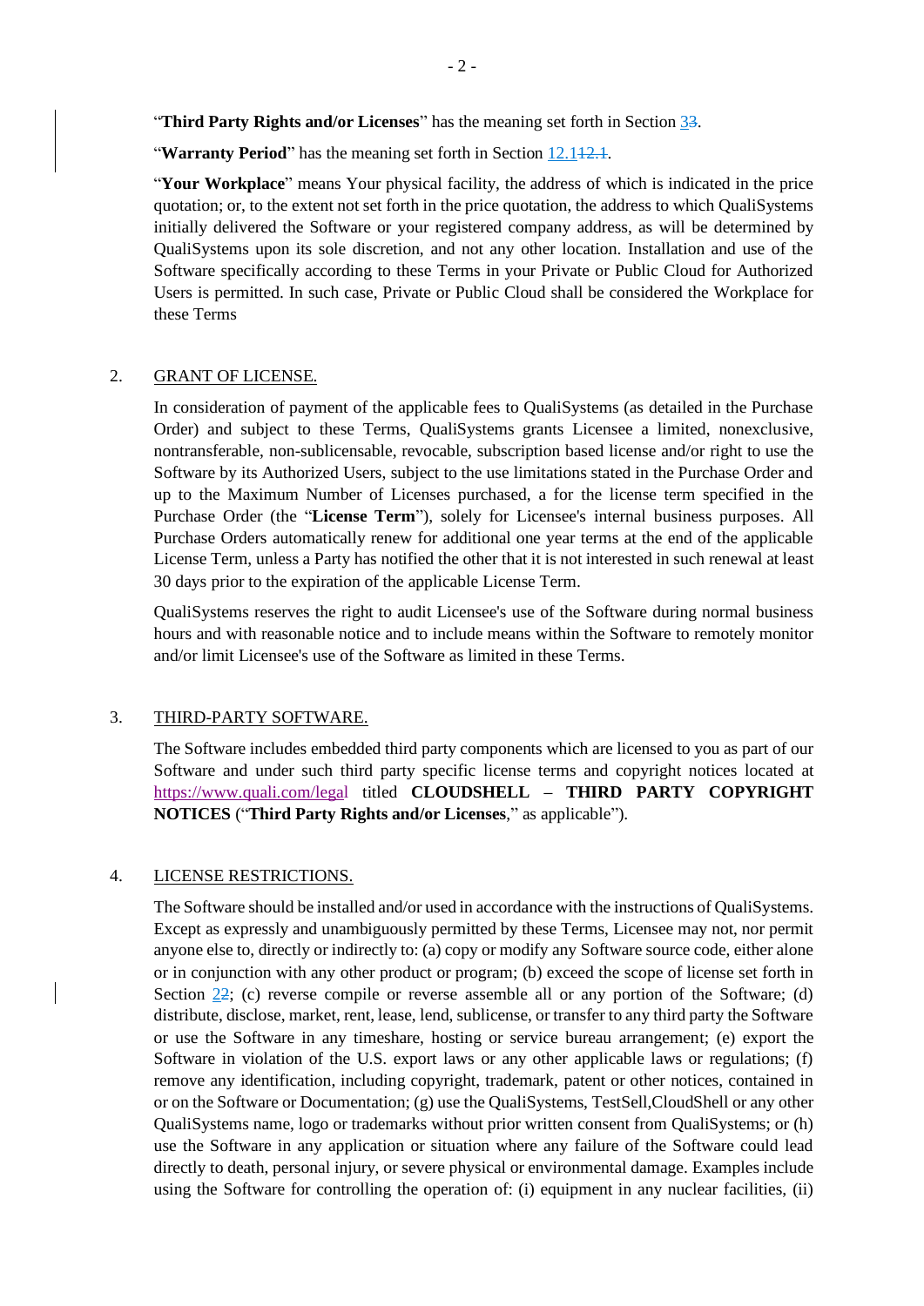"**Third Party Rights and/or Licenses**" has the meaning set forth in Section 3~~3~~.

"**Warranty Period**" has the meaning set forth in Section 12.1~~12.1~~.

"**Your Workplace**" means Your physical facility, the address of which is indicated in the price quotation; or, to the extent not set forth in the price quotation, the address to which QualiSystems initially delivered the Software or your registered company address, as will be determined by QualiSystems upon its sole discretion, and not any other location. Installation and use of the Software specifically according to these Terms in your Private or Public Cloud for Authorized Users is permitted. In such case, Private or Public Cloud shall be considered the Workplace for these Terms

## 2. GRANT OF LICENSE.

In consideration of payment of the applicable fees to QualiSystems (as detailed in the Purchase Order) and subject to these Terms, QualiSystems grants Licensee a limited, nonexclusive, nontransferable, non-sublicensable, revocable, subscription based license and/or right to use the Software by its Authorized Users, subject to the use limitations stated in the Purchase Order and up to the Maximum Number of Licenses purchased, a for the license term specified in the Purchase Order (the "**License Term**"), solely for Licensee's internal business purposes. All Purchase Orders automatically renew for additional one year terms at the end of the applicable License Term, unless a Party has notified the other that it is not interested in such renewal at least 30 days prior to the expiration of the applicable License Term.

QualiSystems reserves the right to audit Licensee's use of the Software during normal business hours and with reasonable notice and to include means within the Software to remotely monitor and/or limit Licensee's use of the Software as limited in these Terms.

## 3. THIRD-PARTY SOFTWARE.

The Software includes embedded third party components which are licensed to you as part of our Software and under such third party specific license terms and copyright notices located at https://www.quali.com/legal titled **CLOUDSHELL – THIRD PARTY COPYRIGHT NOTICES** ("**Third Party Rights and/or Licenses**," as applicable").

## 4. LICENSE RESTRICTIONS.

The Software should be installed and/or used in accordance with the instructions of QualiSystems. Except as expressly and unambiguously permitted by these Terms, Licensee may not, nor permit anyone else to, directly or indirectly to: (a) copy or modify any Software source code, either alone or in conjunction with any other product or program; (b) exceed the scope of license set forth in Section 2~~2~~; (c) reverse compile or reverse assemble all or any portion of the Software; (d) distribute, disclose, market, rent, lease, lend, sublicense, or transfer to any third party the Software or use the Software in any timeshare, hosting or service bureau arrangement; (e) export the Software in violation of the U.S. export laws or any other applicable laws or regulations; (f) remove any identification, including copyright, trademark, patent or other notices, contained in or on the Software or Documentation; (g) use the QualiSystems, TestSell,CloudShell or any other QualiSystems name, logo or trademarks without prior written consent from QualiSystems; or (h) use the Software in any application or situation where any failure of the Software could lead directly to death, personal injury, or severe physical or environmental damage. Examples include using the Software for controlling the operation of: (i) equipment in any nuclear facilities, (ii)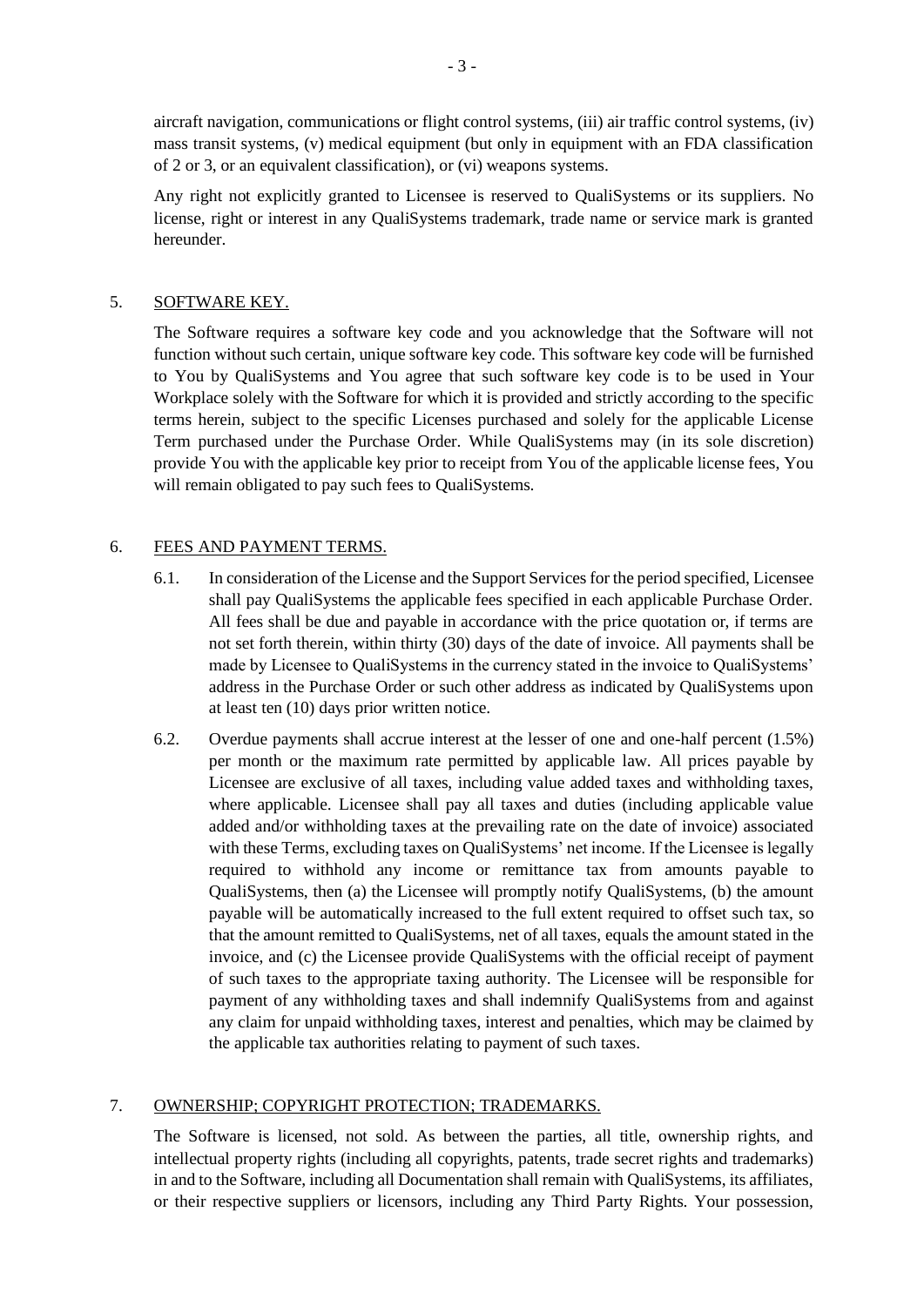aircraft navigation, communications or flight control systems, (iii) air traffic control systems, (iv) mass transit systems, (v) medical equipment (but only in equipment with an FDA classification of 2 or 3, or an equivalent classification), or (vi) weapons systems.

Any right not explicitly granted to Licensee is reserved to QualiSystems or its suppliers. No license, right or interest in any QualiSystems trademark, trade name or service mark is granted hereunder.

## 5. SOFTWARE KEY.

The Software requires a software key code and you acknowledge that the Software will not function without such certain, unique software key code. This software key code will be furnished to You by QualiSystems and You agree that such software key code is to be used in Your Workplace solely with the Software for which it is provided and strictly according to the specific terms herein, subject to the specific Licenses purchased and solely for the applicable License Term purchased under the Purchase Order. While QualiSystems may (in its sole discretion) provide You with the applicable key prior to receipt from You of the applicable license fees, You will remain obligated to pay such fees to QualiSystems.

## 6. FEES AND PAYMENT TERMS.

6.1. In consideration of the License and the Support Services for the period specified, Licensee shall pay QualiSystems the applicable fees specified in each applicable Purchase Order. All fees shall be due and payable in accordance with the price quotation or, if terms are not set forth therein, within thirty (30) days of the date of invoice. All payments shall be made by Licensee to QualiSystems in the currency stated in the invoice to QualiSystems' address in the Purchase Order or such other address as indicated by QualiSystems upon at least ten (10) days prior written notice.

6.2. Overdue payments shall accrue interest at the lesser of one and one-half percent (1.5%) per month or the maximum rate permitted by applicable law. All prices payable by Licensee are exclusive of all taxes, including value added taxes and withholding taxes, where applicable. Licensee shall pay all taxes and duties (including applicable value added and/or withholding taxes at the prevailing rate on the date of invoice) associated with these Terms, excluding taxes on QualiSystems' net income. If the Licensee is legally required to withhold any income or remittance tax from amounts payable to QualiSystems, then (a) the Licensee will promptly notify QualiSystems, (b) the amount payable will be automatically increased to the full extent required to offset such tax, so that the amount remitted to QualiSystems, net of all taxes, equals the amount stated in the invoice, and (c) the Licensee provide QualiSystems with the official receipt of payment of such taxes to the appropriate taxing authority. The Licensee will be responsible for payment of any withholding taxes and shall indemnify QualiSystems from and against any claim for unpaid withholding taxes, interest and penalties, which may be claimed by the applicable tax authorities relating to payment of such taxes.

## 7. OWNERSHIP; COPYRIGHT PROTECTION; TRADEMARKS.

The Software is licensed, not sold. As between the parties, all title, ownership rights, and intellectual property rights (including all copyrights, patents, trade secret rights and trademarks) in and to the Software, including all Documentation shall remain with QualiSystems, its affiliates, or their respective suppliers or licensors, including any Third Party Rights. Your possession,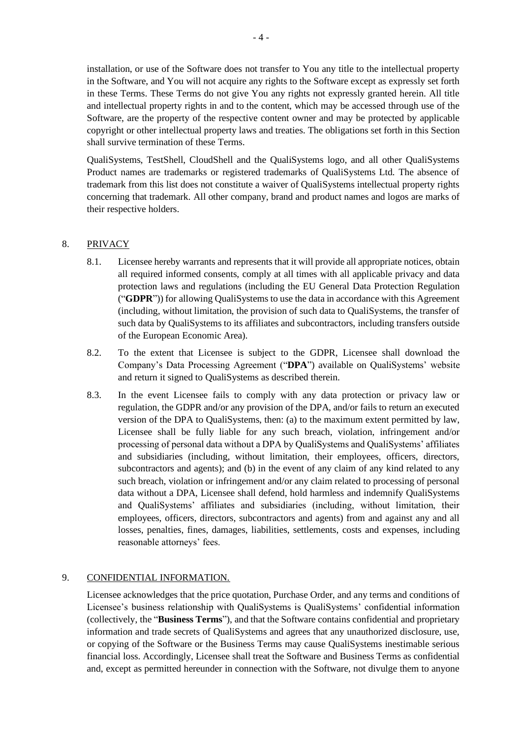installation, or use of the Software does not transfer to You any title to the intellectual property in the Software, and You will not acquire any rights to the Software except as expressly set forth in these Terms. These Terms do not give You any rights not expressly granted herein. All title and intellectual property rights in and to the content, which may be accessed through use of the Software, are the property of the respective content owner and may be protected by applicable copyright or other intellectual property laws and treaties. The obligations set forth in this Section shall survive termination of these Terms.

QualiSystems, TestShell, CloudShell and the QualiSystems logo, and all other QualiSystems Product names are trademarks or registered trademarks of QualiSystems Ltd. The absence of trademark from this list does not constitute a waiver of QualiSystems intellectual property rights concerning that trademark. All other company, brand and product names and logos are marks of their respective holders.

## 8. PRIVACY

8.1. Licensee hereby warrants and represents that it will provide all appropriate notices, obtain all required informed consents, comply at all times with all applicable privacy and data protection laws and regulations (including the EU General Data Protection Regulation ("**GDPR**")) for allowing QualiSystems to use the data in accordance with this Agreement (including, without limitation, the provision of such data to QualiSystems, the transfer of such data by QualiSystems to its affiliates and subcontractors, including transfers outside of the European Economic Area).

8.2. To the extent that Licensee is subject to the GDPR, Licensee shall download the Company's Data Processing Agreement ("**DPA**") available on QualiSystems' website and return it signed to QualiSystems as described therein.

8.3. In the event Licensee fails to comply with any data protection or privacy law or regulation, the GDPR and/or any provision of the DPA, and/or fails to return an executed version of the DPA to QualiSystems, then: (a) to the maximum extent permitted by law, Licensee shall be fully liable for any such breach, violation, infringement and/or processing of personal data without a DPA by QualiSystems and QualiSystems' affiliates and subsidiaries (including, without limitation, their employees, officers, directors, subcontractors and agents); and (b) in the event of any claim of any kind related to any such breach, violation or infringement and/or any claim related to processing of personal data without a DPA, Licensee shall defend, hold harmless and indemnify QualiSystems and QualiSystems' affiliates and subsidiaries (including, without limitation, their employees, officers, directors, subcontractors and agents) from and against any and all losses, penalties, fines, damages, liabilities, settlements, costs and expenses, including reasonable attorneys' fees.

## 9. CONFIDENTIAL INFORMATION.

Licensee acknowledges that the price quotation, Purchase Order, and any terms and conditions of Licensee's business relationship with QualiSystems is QualiSystems' confidential information (collectively, the "**Business Terms**"), and that the Software contains confidential and proprietary information and trade secrets of QualiSystems and agrees that any unauthorized disclosure, use, or copying of the Software or the Business Terms may cause QualiSystems inestimable serious financial loss. Accordingly, Licensee shall treat the Software and Business Terms as confidential and, except as permitted hereunder in connection with the Software, not divulge them to anyone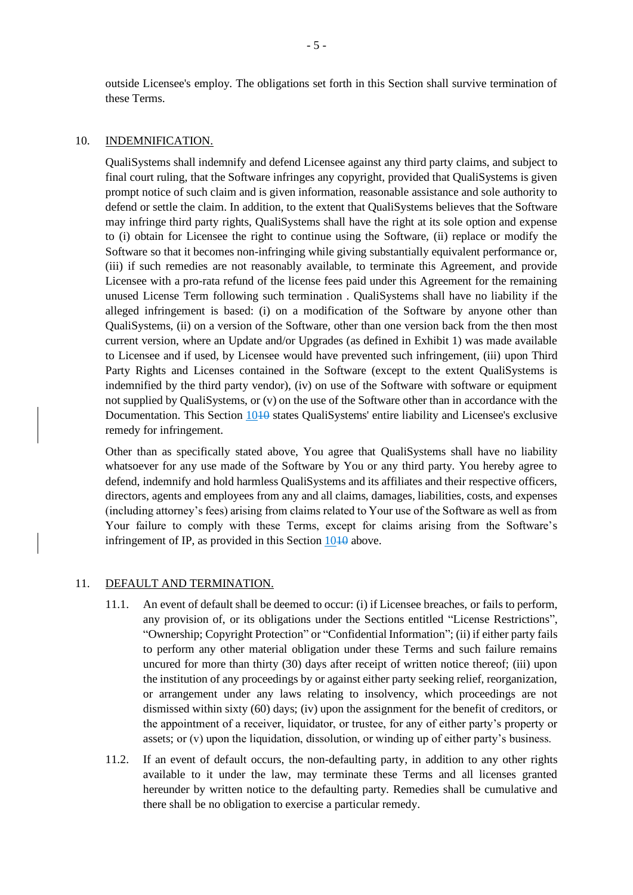outside Licensee's employ. The obligations set forth in this Section shall survive termination of these Terms.

10. INDEMNIFICATION.

QualiSystems shall indemnify and defend Licensee against any third party claims, and subject to final court ruling, that the Software infringes any copyright, provided that QualiSystems is given prompt notice of such claim and is given information, reasonable assistance and sole authority to defend or settle the claim. In addition, to the extent that QualiSystems believes that the Software may infringe third party rights, QualiSystems shall have the right at its sole option and expense to (i) obtain for Licensee the right to continue using the Software, (ii) replace or modify the Software so that it becomes non-infringing while giving substantially equivalent performance or, (iii) if such remedies are not reasonably available, to terminate this Agreement, and provide Licensee with a pro-rata refund of the license fees paid under this Agreement for the remaining unused License Term following such termination . QualiSystems shall have no liability if the alleged infringement is based: (i) on a modification of the Software by anyone other than QualiSystems, (ii) on a version of the Software, other than one version back from the then most current version, where an Update and/or Upgrades (as defined in Exhibit 1) was made available to Licensee and if used, by Licensee would have prevented such infringement, (iii) upon Third Party Rights and Licenses contained in the Software (except to the extent QualiSystems is indemnified by the third party vendor), (iv) on use of the Software with software or equipment not supplied by QualiSystems, or (v) on the use of the Software other than in accordance with the Documentation. This Section 1010 states QualiSystems' entire liability and Licensee's exclusive remedy for infringement.

Other than as specifically stated above, You agree that QualiSystems shall have no liability whatsoever for any use made of the Software by You or any third party. You hereby agree to defend, indemnify and hold harmless QualiSystems and its affiliates and their respective officers, directors, agents and employees from any and all claims, damages, liabilities, costs, and expenses (including attorney's fees) arising from claims related to Your use of the Software as well as from Your failure to comply with these Terms, except for claims arising from the Software's infringement of IP, as provided in this Section 1010 above.

11. DEFAULT AND TERMINATION.

11.1. An event of default shall be deemed to occur: (i) if Licensee breaches, or fails to perform, any provision of, or its obligations under the Sections entitled "License Restrictions", "Ownership; Copyright Protection" or "Confidential Information"; (ii) if either party fails to perform any other material obligation under these Terms and such failure remains uncured for more than thirty (30) days after receipt of written notice thereof; (iii) upon the institution of any proceedings by or against either party seeking relief, reorganization, or arrangement under any laws relating to insolvency, which proceedings are not dismissed within sixty (60) days; (iv) upon the assignment for the benefit of creditors, or the appointment of a receiver, liquidator, or trustee, for any of either party's property or assets; or (v) upon the liquidation, dissolution, or winding up of either party's business.

11.2. If an event of default occurs, the non-defaulting party, in addition to any other rights available to it under the law, may terminate these Terms and all licenses granted hereunder by written notice to the defaulting party. Remedies shall be cumulative and there shall be no obligation to exercise a particular remedy.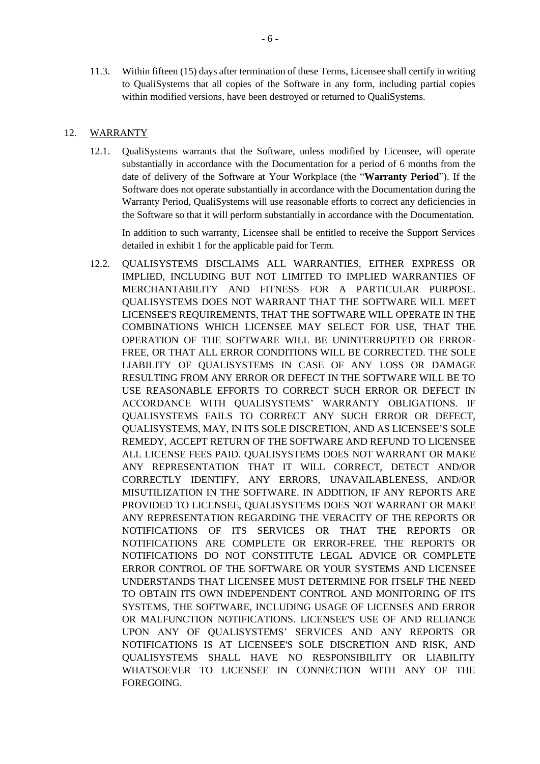11.3. Within fifteen (15) days after termination of these Terms, Licensee shall certify in writing to QualiSystems that all copies of the Software in any form, including partial copies within modified versions, have been destroyed or returned to QualiSystems.

## 12. WARRANTY

12.1. QualiSystems warrants that the Software, unless modified by Licensee, will operate substantially in accordance with the Documentation for a period of 6 months from the date of delivery of the Software at Your Workplace (the "**Warranty Period**"). If the Software does not operate substantially in accordance with the Documentation during the Warranty Period, QualiSystems will use reasonable efforts to correct any deficiencies in the Software so that it will perform substantially in accordance with the Documentation.

In addition to such warranty, Licensee shall be entitled to receive the Support Services detailed in exhibit 1 for the applicable paid for Term.

12.2. QUALISYSTEMS DISCLAIMS ALL WARRANTIES, EITHER EXPRESS OR IMPLIED, INCLUDING BUT NOT LIMITED TO IMPLIED WARRANTIES OF MERCHANTABILITY AND FITNESS FOR A PARTICULAR PURPOSE. QUALISYSTEMS DOES NOT WARRANT THAT THE SOFTWARE WILL MEET LICENSEE'S REQUIREMENTS, THAT THE SOFTWARE WILL OPERATE IN THE COMBINATIONS WHICH LICENSEE MAY SELECT FOR USE, THAT THE OPERATION OF THE SOFTWARE WILL BE UNINTERRUPTED OR ERROR-FREE, OR THAT ALL ERROR CONDITIONS WILL BE CORRECTED. THE SOLE LIABILITY OF QUALISYSTEMS IN CASE OF ANY LOSS OR DAMAGE RESULTING FROM ANY ERROR OR DEFECT IN THE SOFTWARE WILL BE TO USE REASONABLE EFFORTS TO CORRECT SUCH ERROR OR DEFECT IN ACCORDANCE WITH QUALISYSTEMS' WARRANTY OBLIGATIONS. IF QUALISYSTEMS FAILS TO CORRECT ANY SUCH ERROR OR DEFECT, QUALISYSTEMS, MAY, IN ITS SOLE DISCRETION, AND AS LICENSEE'S SOLE REMEDY, ACCEPT RETURN OF THE SOFTWARE AND REFUND TO LICENSEE ALL LICENSE FEES PAID. QUALISYSTEMS DOES NOT WARRANT OR MAKE ANY REPRESENTATION THAT IT WILL CORRECT, DETECT AND/OR CORRECTLY IDENTIFY, ANY ERRORS, UNAVAILABLENESS, AND/OR MISUTILIZATION IN THE SOFTWARE. IN ADDITION, IF ANY REPORTS ARE PROVIDED TO LICENSEE, QUALISYSTEMS DOES NOT WARRANT OR MAKE ANY REPRESENTATION REGARDING THE VERACITY OF THE REPORTS OR NOTIFICATIONS OF ITS SERVICES OR THAT THE REPORTS OR NOTIFICATIONS ARE COMPLETE OR ERROR-FREE. THE REPORTS OR NOTIFICATIONS DO NOT CONSTITUTE LEGAL ADVICE OR COMPLETE ERROR CONTROL OF THE SOFTWARE OR YOUR SYSTEMS AND LICENSEE UNDERSTANDS THAT LICENSEE MUST DETERMINE FOR ITSELF THE NEED TO OBTAIN ITS OWN INDEPENDENT CONTROL AND MONITORING OF ITS SYSTEMS, THE SOFTWARE, INCLUDING USAGE OF LICENSES AND ERROR OR MALFUNCTION NOTIFICATIONS. LICENSEE'S USE OF AND RELIANCE UPON ANY OF QUALISYSTEMS' SERVICES AND ANY REPORTS OR NOTIFICATIONS IS AT LICENSEE'S SOLE DISCRETION AND RISK, AND QUALISYSTEMS SHALL HAVE NO RESPONSIBILITY OR LIABILITY WHATSOEVER TO LICENSEE IN CONNECTION WITH ANY OF THE FOREGOING.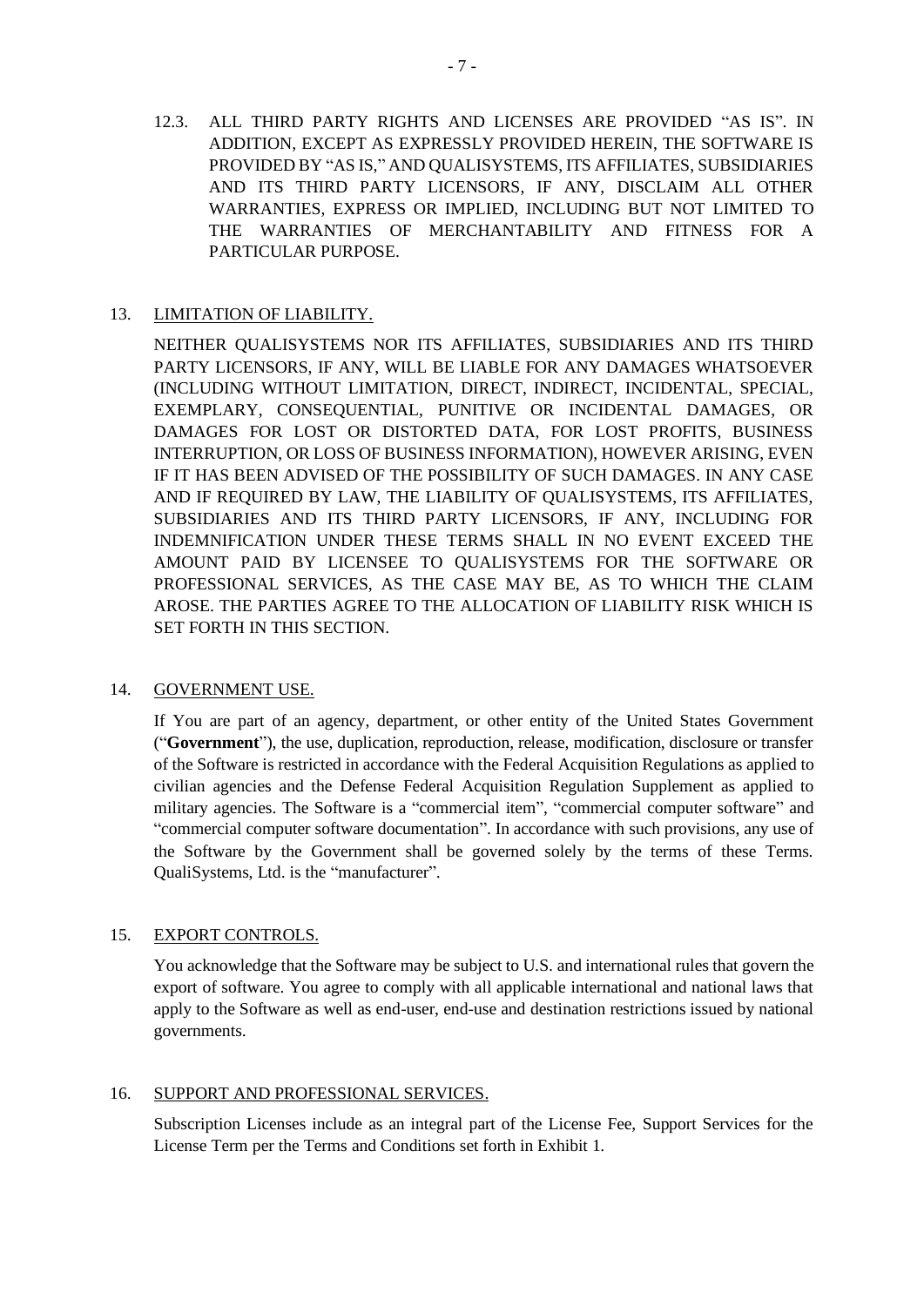12.3. ALL THIRD PARTY RIGHTS AND LICENSES ARE PROVIDED "AS IS". IN ADDITION, EXCEPT AS EXPRESSLY PROVIDED HEREIN, THE SOFTWARE IS PROVIDED BY "AS IS," AND QUALISYSTEMS, ITS AFFILIATES, SUBSIDIARIES AND ITS THIRD PARTY LICENSORS, IF ANY, DISCLAIM ALL OTHER WARRANTIES, EXPRESS OR IMPLIED, INCLUDING BUT NOT LIMITED TO THE WARRANTIES OF MERCHANTABILITY AND FITNESS FOR A PARTICULAR PURPOSE.

13. <u>LIMITATION OF LIABILITY.</u>

NEITHER QUALISYSTEMS NOR ITS AFFILIATES, SUBSIDIARIES AND ITS THIRD PARTY LICENSORS, IF ANY, WILL BE LIABLE FOR ANY DAMAGES WHATSOEVER (INCLUDING WITHOUT LIMITATION, DIRECT, INDIRECT, INCIDENTAL, SPECIAL, EXEMPLARY, CONSEQUENTIAL, PUNITIVE OR INCIDENTAL DAMAGES, OR DAMAGES FOR LOST OR DISTORTED DATA, FOR LOST PROFITS, BUSINESS INTERRUPTION, OR LOSS OF BUSINESS INFORMATION), HOWEVER ARISING, EVEN IF IT HAS BEEN ADVISED OF THE POSSIBILITY OF SUCH DAMAGES. IN ANY CASE AND IF REQUIRED BY LAW, THE LIABILITY OF QUALISYSTEMS, ITS AFFILIATES, SUBSIDIARIES AND ITS THIRD PARTY LICENSORS, IF ANY, INCLUDING FOR INDEMNIFICATION UNDER THESE TERMS SHALL IN NO EVENT EXCEED THE AMOUNT PAID BY LICENSEE TO QUALISYSTEMS FOR THE SOFTWARE OR PROFESSIONAL SERVICES, AS THE CASE MAY BE, AS TO WHICH THE CLAIM AROSE. THE PARTIES AGREE TO THE ALLOCATION OF LIABILITY RISK WHICH IS SET FORTH IN THIS SECTION.

14. <u>GOVERNMENT USE.</u>

If You are part of an agency, department, or other entity of the United States Government ("**Government**"), the use, duplication, reproduction, release, modification, disclosure or transfer of the Software is restricted in accordance with the Federal Acquisition Regulations as applied to civilian agencies and the Defense Federal Acquisition Regulation Supplement as applied to military agencies. The Software is a "commercial item", "commercial computer software" and "commercial computer software documentation". In accordance with such provisions, any use of the Software by the Government shall be governed solely by the terms of these Terms. QualiSystems, Ltd. is the "manufacturer".

15. <u>EXPORT CONTROLS.</u>

You acknowledge that the Software may be subject to U.S. and international rules that govern the export of software. You agree to comply with all applicable international and national laws that apply to the Software as well as end-user, end-use and destination restrictions issued by national governments.

16. <u>SUPPORT AND PROFESSIONAL SERVICES.</u>

Subscription Licenses include as an integral part of the License Fee, Support Services for the License Term per the Terms and Conditions set forth in Exhibit 1.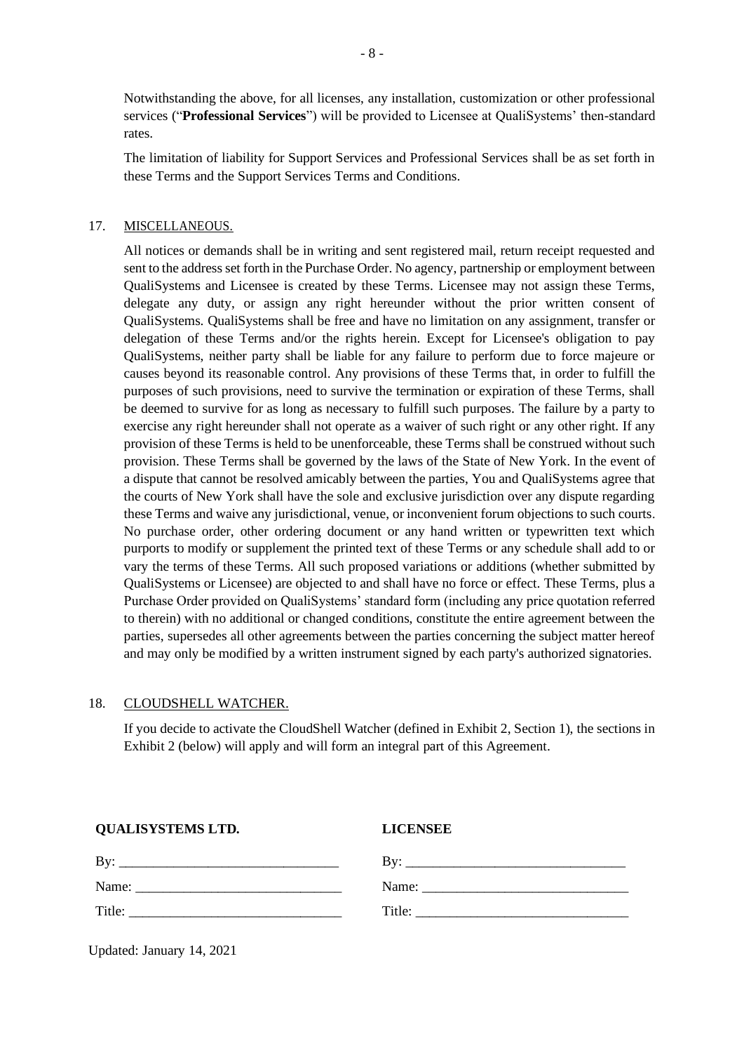Notwithstanding the above, for all licenses, any installation, customization or other professional services ("**Professional Services**") will be provided to Licensee at QualiSystems' then-standard rates.

The limitation of liability for Support Services and Professional Services shall be as set forth in these Terms and the Support Services Terms and Conditions.

17. MISCELLANEOUS.

All notices or demands shall be in writing and sent registered mail, return receipt requested and sent to the address set forth in the Purchase Order. No agency, partnership or employment between QualiSystems and Licensee is created by these Terms. Licensee may not assign these Terms, delegate any duty, or assign any right hereunder without the prior written consent of QualiSystems. QualiSystems shall be free and have no limitation on any assignment, transfer or delegation of these Terms and/or the rights herein. Except for Licensee's obligation to pay QualiSystems, neither party shall be liable for any failure to perform due to force majeure or causes beyond its reasonable control. Any provisions of these Terms that, in order to fulfill the purposes of such provisions, need to survive the termination or expiration of these Terms, shall be deemed to survive for as long as necessary to fulfill such purposes. The failure by a party to exercise any right hereunder shall not operate as a waiver of such right or any other right. If any provision of these Terms is held to be unenforceable, these Terms shall be construed without such provision. These Terms shall be governed by the laws of the State of New York. In the event of a dispute that cannot be resolved amicably between the parties, You and QualiSystems agree that the courts of New York shall have the sole and exclusive jurisdiction over any dispute regarding these Terms and waive any jurisdictional, venue, or inconvenient forum objections to such courts. No purchase order, other ordering document or any hand written or typewritten text which purports to modify or supplement the printed text of these Terms or any schedule shall add to or vary the terms of these Terms. All such proposed variations or additions (whether submitted by QualiSystems or Licensee) are objected to and shall have no force or effect. These Terms, plus a Purchase Order provided on QualiSystems' standard form (including any price quotation referred to therein) with no additional or changed conditions, constitute the entire agreement between the parties, supersedes all other agreements between the parties concerning the subject matter hereof and may only be modified by a written instrument signed by each party's authorized signatories.

18. CLOUDSHELL WATCHER.

If you decide to activate the CloudShell Watcher (defined in Exhibit 2, Section 1), the sections in Exhibit 2 (below) will apply and will form an integral part of this Agreement.

| **QUALISYSTEMS LTD.** | **LICENSEE** |
|---|---|
| By: _______________________________ | By: _______________________________ |
| Name: _____________________________ | Name: _____________________________ |
| Title: ______________________________ | Title: ______________________________ |

Updated: January 14, 2021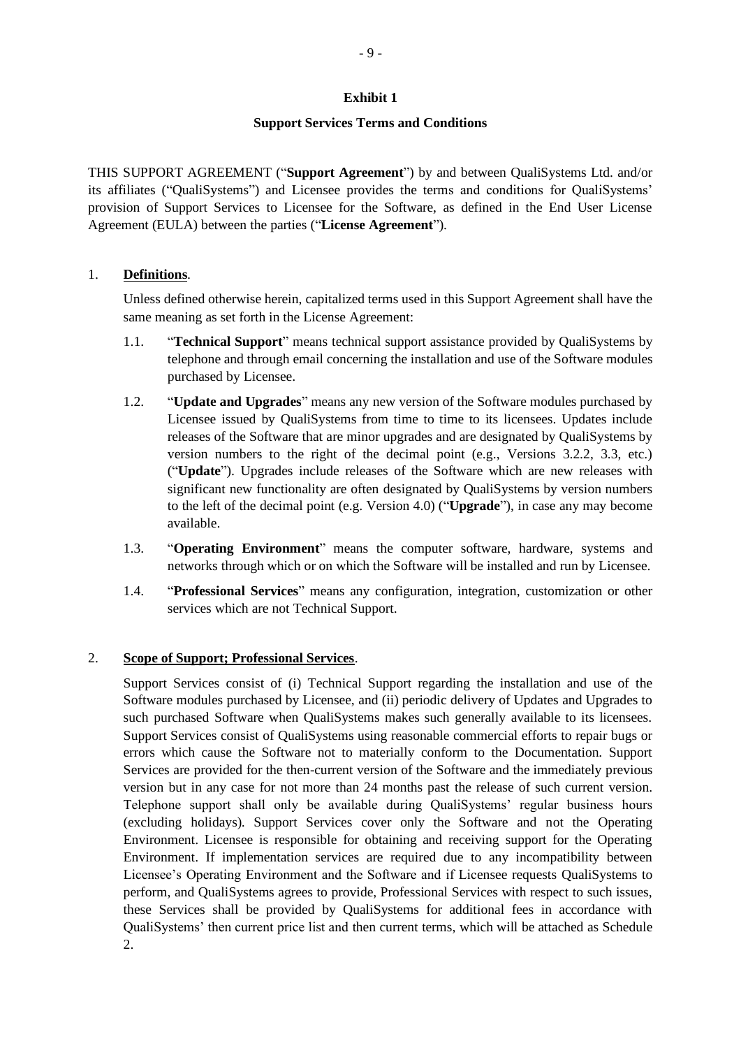## Exhibit 1

## Support Services Terms and Conditions

THIS SUPPORT AGREEMENT ("**Support Agreement**") by and between QualiSystems Ltd. and/or its affiliates ("QualiSystems") and Licensee provides the terms and conditions for QualiSystems' provision of Support Services to Licensee for the Software, as defined in the End User License Agreement (EULA) between the parties ("**License Agreement**").

1. **Definitions**.

   Unless defined otherwise herein, capitalized terms used in this Support Agreement shall have the same meaning as set forth in the License Agreement:

   1.1. "**Technical Support**" means technical support assistance provided by QualiSystems by telephone and through email concerning the installation and use of the Software modules purchased by Licensee.

   1.2. "**Update and Upgrades**" means any new version of the Software modules purchased by Licensee issued by QualiSystems from time to time to its licensees. Updates include releases of the Software that are minor upgrades and are designated by QualiSystems by version numbers to the right of the decimal point (e.g., Versions 3.2.2, 3.3, etc.) ("**Update**"). Upgrades include releases of the Software which are new releases with significant new functionality are often designated by QualiSystems by version numbers to the left of the decimal point (e.g. Version 4.0) ("**Upgrade**"), in case any may become available.

   1.3. "**Operating Environment**" means the computer software, hardware, systems and networks through which or on which the Software will be installed and run by Licensee.

   1.4. "**Professional Services**" means any configuration, integration, customization or other services which are not Technical Support.

2. **Scope of Support; Professional Services**.

   Support Services consist of (i) Technical Support regarding the installation and use of the Software modules purchased by Licensee, and (ii) periodic delivery of Updates and Upgrades to such purchased Software when QualiSystems makes such generally available to its licensees. Support Services consist of QualiSystems using reasonable commercial efforts to repair bugs or errors which cause the Software not to materially conform to the Documentation. Support Services are provided for the then-current version of the Software and the immediately previous version but in any case for not more than 24 months past the release of such current version. Telephone support shall only be available during QualiSystems' regular business hours (excluding holidays). Support Services cover only the Software and not the Operating Environment. Licensee is responsible for obtaining and receiving support for the Operating Environment. If implementation services are required due to any incompatibility between Licensee's Operating Environment and the Software and if Licensee requests QualiSystems to perform, and QualiSystems agrees to provide, Professional Services with respect to such issues, these Services shall be provided by QualiSystems for additional fees in accordance with QualiSystems' then current price list and then current terms, which will be attached as Schedule 2.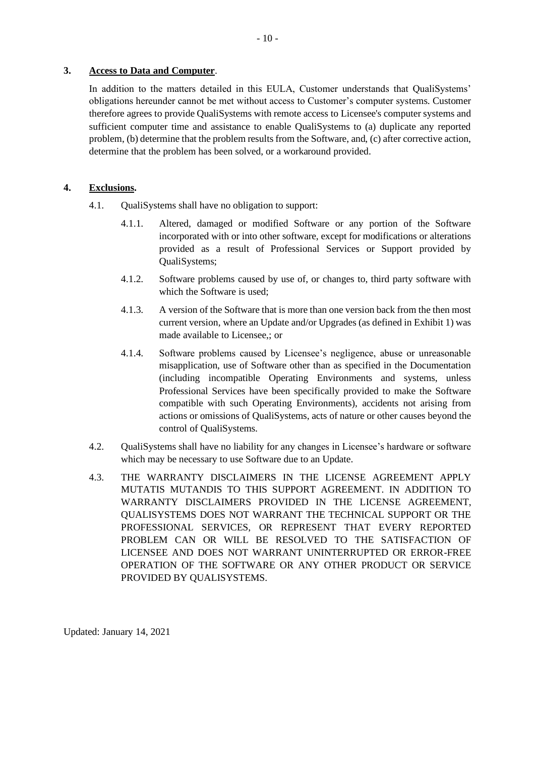## 3. Access to Data and Computer.

In addition to the matters detailed in this EULA, Customer understands that QualiSystems' obligations hereunder cannot be met without access to Customer's computer systems. Customer therefore agrees to provide QualiSystems with remote access to Licensee's computer systems and sufficient computer time and assistance to enable QualiSystems to (a) duplicate any reported problem, (b) determine that the problem results from the Software, and, (c) after corrective action, determine that the problem has been solved, or a workaround provided.

## 4. Exclusions.

4.1. QualiSystems shall have no obligation to support:

4.1.1. Altered, damaged or modified Software or any portion of the Software incorporated with or into other software, except for modifications or alterations provided as a result of Professional Services or Support provided by QualiSystems;

4.1.2. Software problems caused by use of, or changes to, third party software with which the Software is used;

4.1.3. A version of the Software that is more than one version back from the then most current version, where an Update and/or Upgrades (as defined in Exhibit 1) was made available to Licensee,; or

4.1.4. Software problems caused by Licensee's negligence, abuse or unreasonable misapplication, use of Software other than as specified in the Documentation (including incompatible Operating Environments and systems, unless Professional Services have been specifically provided to make the Software compatible with such Operating Environments), accidents not arising from actions or omissions of QualiSystems, acts of nature or other causes beyond the control of QualiSystems.

4.2. QualiSystems shall have no liability for any changes in Licensee's hardware or software which may be necessary to use Software due to an Update.

4.3. THE WARRANTY DISCLAIMERS IN THE LICENSE AGREEMENT APPLY MUTATIS MUTANDIS TO THIS SUPPORT AGREEMENT. IN ADDITION TO WARRANTY DISCLAIMERS PROVIDED IN THE LICENSE AGREEMENT, QUALISYSTEMS DOES NOT WARRANT THE TECHNICAL SUPPORT OR THE PROFESSIONAL SERVICES, OR REPRESENT THAT EVERY REPORTED PROBLEM CAN OR WILL BE RESOLVED TO THE SATISFACTION OF LICENSEE AND DOES NOT WARRANT UNINTERRUPTED OR ERROR-FREE OPERATION OF THE SOFTWARE OR ANY OTHER PRODUCT OR SERVICE PROVIDED BY QUALISYSTEMS.

Updated: January 14, 2021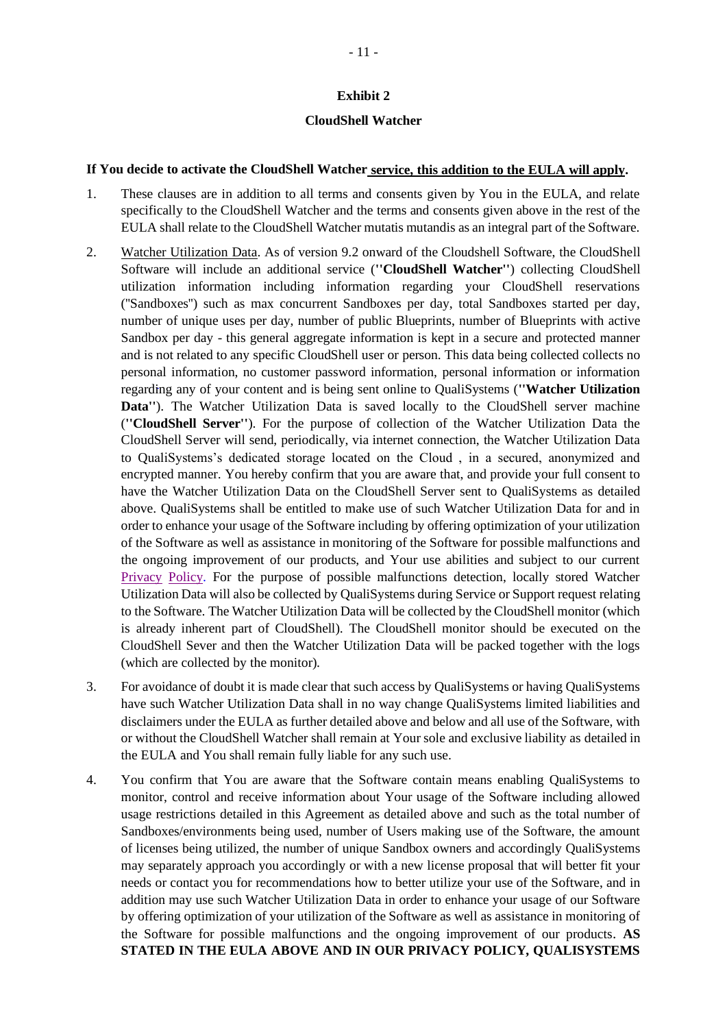## Exhibit 2

## CloudShell Watcher

**If You decide to activate the CloudShell Watcher service, this addition to the EULA will apply.**

1. These clauses are in addition to all terms and consents given by You in the EULA, and relate specifically to the CloudShell Watcher and the terms and consents given above in the rest of the EULA shall relate to the CloudShell Watcher mutatis mutandis as an integral part of the Software.

2. Watcher Utilization Data. As of version 9.2 onward of the Cloudshell Software, the CloudShell Software will include an additional service (**"CloudShell Watcher"**) collecting CloudShell utilization information including information regarding your CloudShell reservations ("Sandboxes") such as max concurrent Sandboxes per day, total Sandboxes started per day, number of unique uses per day, number of public Blueprints, number of Blueprints with active Sandbox per day - this general aggregate information is kept in a secure and protected manner and is not related to any specific CloudShell user or person. This data being collected collects no personal information, no customer password information, personal information or information regarding any of your content and is being sent online to QualiSystems (**"Watcher Utilization Data"**). The Watcher Utilization Data is saved locally to the CloudShell server machine (**"CloudShell Server"**). For the purpose of collection of the Watcher Utilization Data the CloudShell Server will send, periodically, via internet connection, the Watcher Utilization Data to QualiSystems's dedicated storage located on the Cloud , in a secured, anonymized and encrypted manner. You hereby confirm that you are aware that, and provide your full consent to have the Watcher Utilization Data on the CloudShell Server sent to QualiSystems as detailed above. QualiSystems shall be entitled to make use of such Watcher Utilization Data for and in order to enhance your usage of the Software including by offering optimization of your utilization of the Software as well as assistance in monitoring of the Software for possible malfunctions and the ongoing improvement of our products, and Your use abilities and subject to our current Privacy Policy. For the purpose of possible malfunctions detection, locally stored Watcher Utilization Data will also be collected by QualiSystems during Service or Support request relating to the Software. The Watcher Utilization Data will be collected by the CloudShell monitor (which is already inherent part of CloudShell). The CloudShell monitor should be executed on the CloudShell Sever and then the Watcher Utilization Data will be packed together with the logs (which are collected by the monitor).

3. For avoidance of doubt it is made clear that such access by QualiSystems or having QualiSystems have such Watcher Utilization Data shall in no way change QualiSystems limited liabilities and disclaimers under the EULA as further detailed above and below and all use of the Software, with or without the CloudShell Watcher shall remain at Your sole and exclusive liability as detailed in the EULA and You shall remain fully liable for any such use.

4. You confirm that You are aware that the Software contain means enabling QualiSystems to monitor, control and receive information about Your usage of the Software including allowed usage restrictions detailed in this Agreement as detailed above and such as the total number of Sandboxes/environments being used, number of Users making use of the Software, the amount of licenses being utilized, the number of unique Sandbox owners and accordingly QualiSystems may separately approach you accordingly or with a new license proposal that will better fit your needs or contact you for recommendations how to better utilize your use of the Software, and in addition may use such Watcher Utilization Data in order to enhance your usage of our Software by offering optimization of your utilization of the Software as well as assistance in monitoring of the Software for possible malfunctions and the ongoing improvement of our products. **AS STATED IN THE EULA ABOVE AND IN OUR PRIVACY POLICY, QUALISYSTEMS**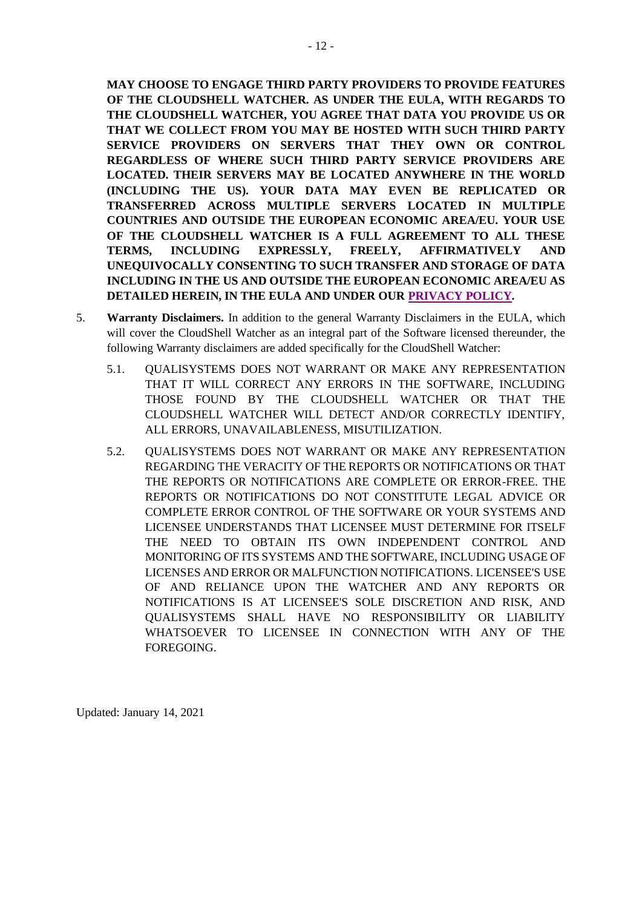**MAY CHOOSE TO ENGAGE THIRD PARTY PROVIDERS TO PROVIDE FEATURES OF THE CLOUDSHELL WATCHER. AS UNDER THE EULA, WITH REGARDS TO THE CLOUDSHELL WATCHER, YOU AGREE THAT DATA YOU PROVIDE US OR THAT WE COLLECT FROM YOU MAY BE HOSTED WITH SUCH THIRD PARTY SERVICE PROVIDERS ON SERVERS THAT THEY OWN OR CONTROL REGARDLESS OF WHERE SUCH THIRD PARTY SERVICE PROVIDERS ARE LOCATED. THEIR SERVERS MAY BE LOCATED ANYWHERE IN THE WORLD (INCLUDING THE US). YOUR DATA MAY EVEN BE REPLICATED OR TRANSFERRED ACROSS MULTIPLE SERVERS LOCATED IN MULTIPLE COUNTRIES AND OUTSIDE THE EUROPEAN ECONOMIC AREA/EU. YOUR USE OF THE CLOUDSHELL WATCHER IS A FULL AGREEMENT TO ALL THESE TERMS, INCLUDING EXPRESSLY, FREELY, AFFIRMATIVELY AND UNEQUIVOCALLY CONSENTING TO SUCH TRANSFER AND STORAGE OF DATA INCLUDING IN THE US AND OUTSIDE THE EUROPEAN ECONOMIC AREA/EU AS DETAILED HEREIN, IN THE EULA AND UNDER OUR PRIVACY POLICY.**

5. **Warranty Disclaimers.** In addition to the general Warranty Disclaimers in the EULA, which will cover the CloudShell Watcher as an integral part of the Software licensed thereunder, the following Warranty disclaimers are added specifically for the CloudShell Watcher:

   5.1. QUALISYSTEMS DOES NOT WARRANT OR MAKE ANY REPRESENTATION THAT IT WILL CORRECT ANY ERRORS IN THE SOFTWARE, INCLUDING THOSE FOUND BY THE CLOUDSHELL WATCHER OR THAT THE CLOUDSHELL WATCHER WILL DETECT AND/OR CORRECTLY IDENTIFY, ALL ERRORS, UNAVAILABLENESS, MISUTILIZATION.

   5.2. QUALISYSTEMS DOES NOT WARRANT OR MAKE ANY REPRESENTATION REGARDING THE VERACITY OF THE REPORTS OR NOTIFICATIONS OR THAT THE REPORTS OR NOTIFICATIONS ARE COMPLETE OR ERROR-FREE. THE REPORTS OR NOTIFICATIONS DO NOT CONSTITUTE LEGAL ADVICE OR COMPLETE ERROR CONTROL OF THE SOFTWARE OR YOUR SYSTEMS AND LICENSEE UNDERSTANDS THAT LICENSEE MUST DETERMINE FOR ITSELF THE NEED TO OBTAIN ITS OWN INDEPENDENT CONTROL AND MONITORING OF ITS SYSTEMS AND THE SOFTWARE, INCLUDING USAGE OF LICENSES AND ERROR OR MALFUNCTION NOTIFICATIONS. LICENSEE'S USE OF AND RELIANCE UPON THE WATCHER AND ANY REPORTS OR NOTIFICATIONS IS AT LICENSEE'S SOLE DISCRETION AND RISK, AND QUALISYSTEMS SHALL HAVE NO RESPONSIBILITY OR LIABILITY WHATSOEVER TO LICENSEE IN CONNECTION WITH ANY OF THE FOREGOING.

Updated: January 14, 2021